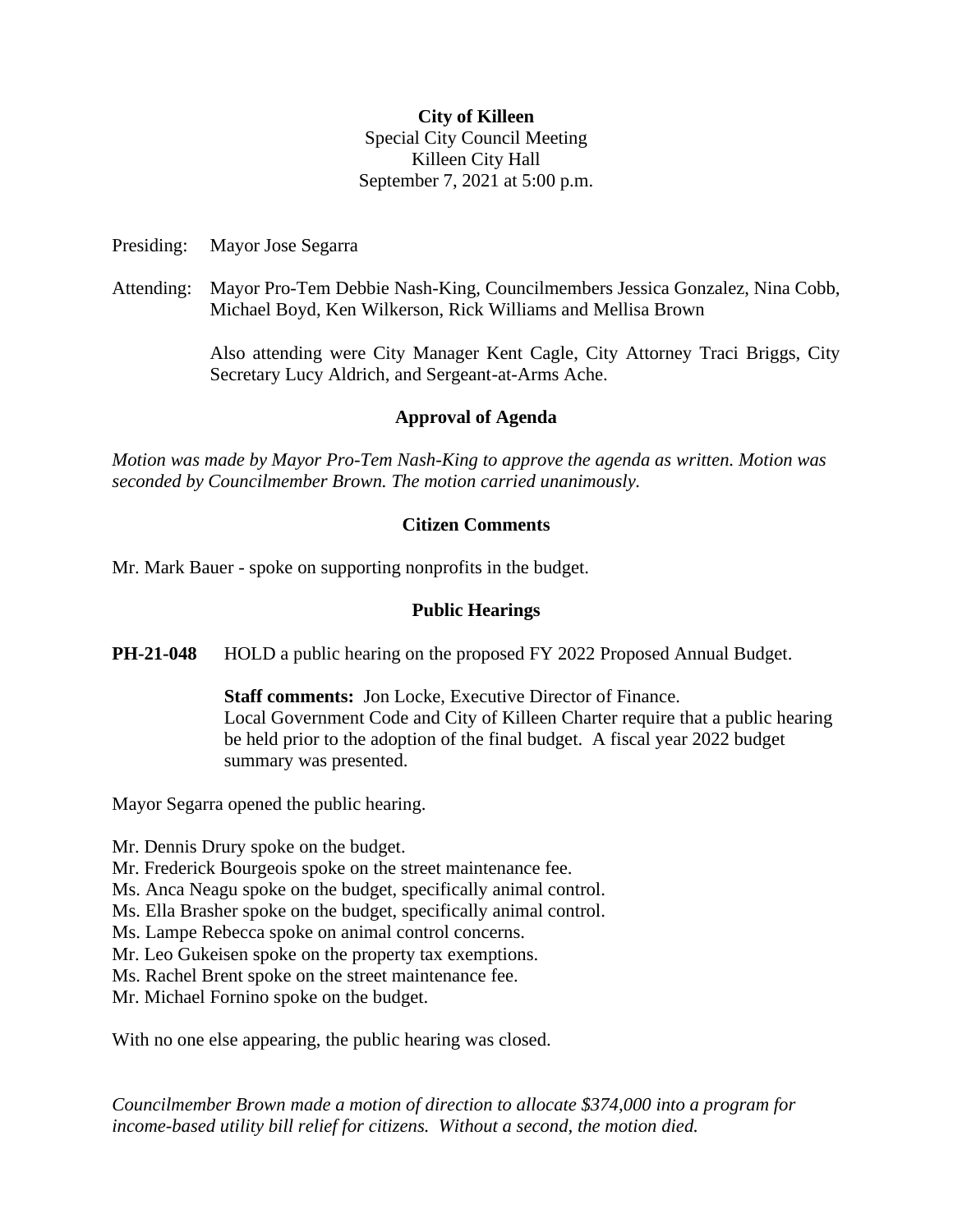**City of Killeen**

Special City Council Meeting
Killeen City Hall
September 7, 2021 at 5:00 p.m.

Presiding: Mayor Jose Segarra

Attending: Mayor Pro-Tem Debbie Nash-King, Councilmembers Jessica Gonzalez, Nina Cobb, Michael Boyd, Ken Wilkerson, Rick Williams and Mellisa Brown

Also attending were City Manager Kent Cagle, City Attorney Traci Briggs, City Secretary Lucy Aldrich, and Sergeant-at-Arms Ache.

## Approval of Agenda

*Motion was made by Mayor Pro-Tem Nash-King to approve the agenda as written. Motion was seconded by Councilmember Brown. The motion carried unanimously.*

## Citizen Comments

Mr. Mark Bauer - spoke on supporting nonprofits in the budget.

## Public Hearings

**PH-21-048** HOLD a public hearing on the proposed FY 2022 Proposed Annual Budget.

**Staff comments:** Jon Locke, Executive Director of Finance.
Local Government Code and City of Killeen Charter require that a public hearing be held prior to the adoption of the final budget. A fiscal year 2022 budget summary was presented.

Mayor Segarra opened the public hearing.

Mr. Dennis Drury spoke on the budget.
Mr. Frederick Bourgeois spoke on the street maintenance fee.
Ms. Anca Neagu spoke on the budget, specifically animal control.
Ms. Ella Brasher spoke on the budget, specifically animal control.
Ms. Lampe Rebecca spoke on animal control concerns.
Mr. Leo Gukeisen spoke on the property tax exemptions.
Ms. Rachel Brent spoke on the street maintenance fee.
Mr. Michael Fornino spoke on the budget.

With no one else appearing, the public hearing was closed.

*Councilmember Brown made a motion of direction to allocate $374,000 into a program for income-based utility bill relief for citizens. Without a second, the motion died.*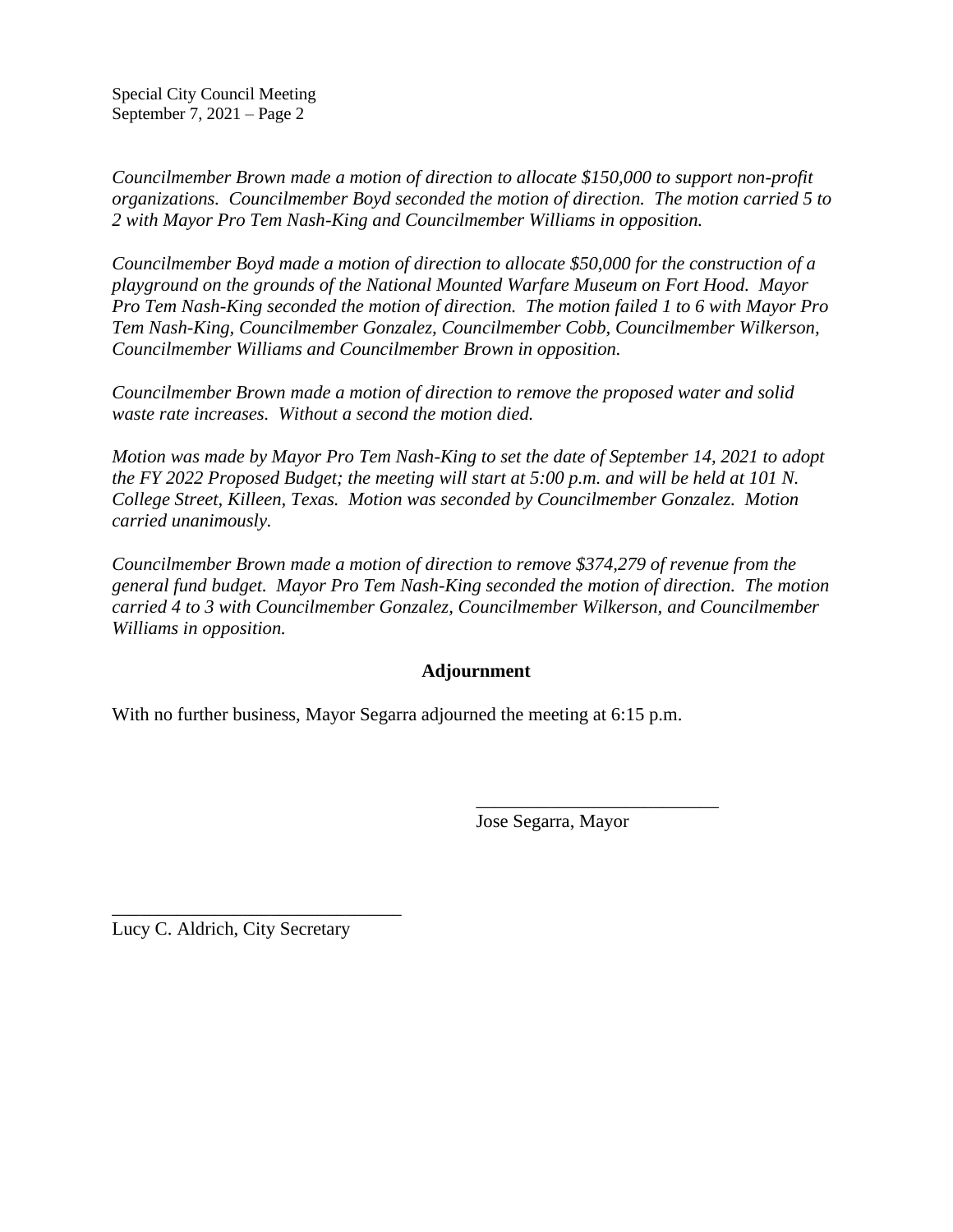*Councilmember Brown made a motion of direction to allocate $150,000 to support non-profit organizations. Councilmember Boyd seconded the motion of direction. The motion carried 5 to 2 with Mayor Pro Tem Nash-King and Councilmember Williams in opposition.*

*Councilmember Boyd made a motion of direction to allocate $50,000 for the construction of a playground on the grounds of the National Mounted Warfare Museum on Fort Hood. Mayor Pro Tem Nash-King seconded the motion of direction. The motion failed 1 to 6 with Mayor Pro Tem Nash-King, Councilmember Gonzalez, Councilmember Cobb, Councilmember Wilkerson, Councilmember Williams and Councilmember Brown in opposition.*

*Councilmember Brown made a motion of direction to remove the proposed water and solid waste rate increases. Without a second the motion died.*

*Motion was made by Mayor Pro Tem Nash-King to set the date of September 14, 2021 to adopt the FY 2022 Proposed Budget; the meeting will start at 5:00 p.m. and will be held at 101 N. College Street, Killeen, Texas. Motion was seconded by Councilmember Gonzalez. Motion carried unanimously.*

*Councilmember Brown made a motion of direction to remove $374,279 of revenue from the general fund budget. Mayor Pro Tem Nash-King seconded the motion of direction. The motion carried 4 to 3 with Councilmember Gonzalez, Councilmember Wilkerson, and Councilmember Williams in opposition.*

**Adjournment**

With no further business, Mayor Segarra adjourned the meeting at 6:15 p.m.

___________________________
Jose Segarra, Mayor

________________________________
Lucy C. Aldrich, City Secretary